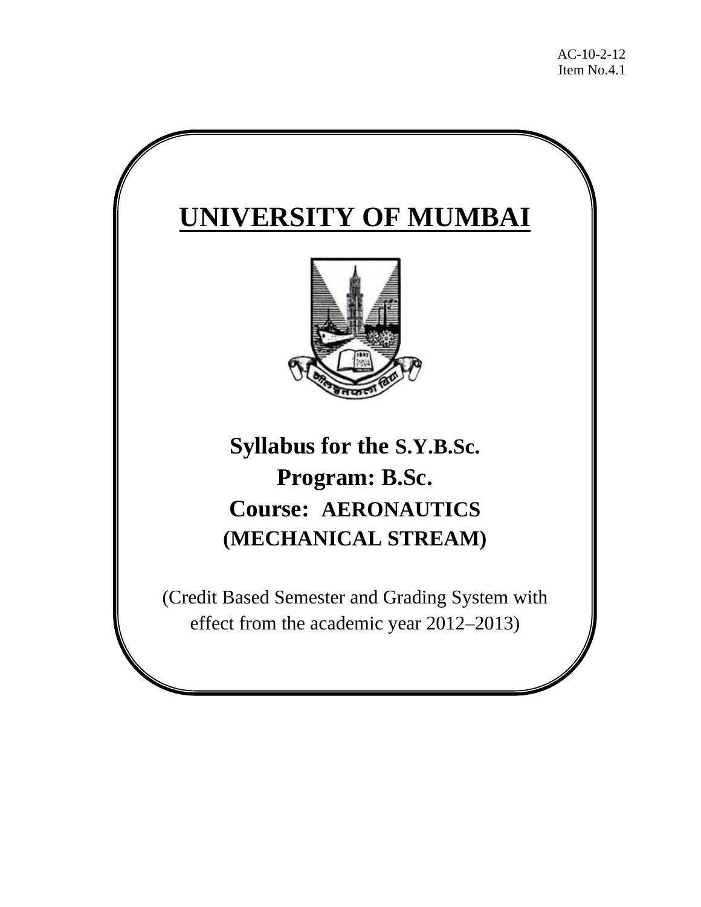AC-10-2-12
Item No.4.1

# UNIVERSITY OF MUMBAI

## Syllabus for the S.Y.B.Sc.
## Program: B.Sc.
## Course: AERONAUTICS
## (MECHANICAL STREAM)

(Credit Based Semester and Grading System with effect from the academic year 2012–2013)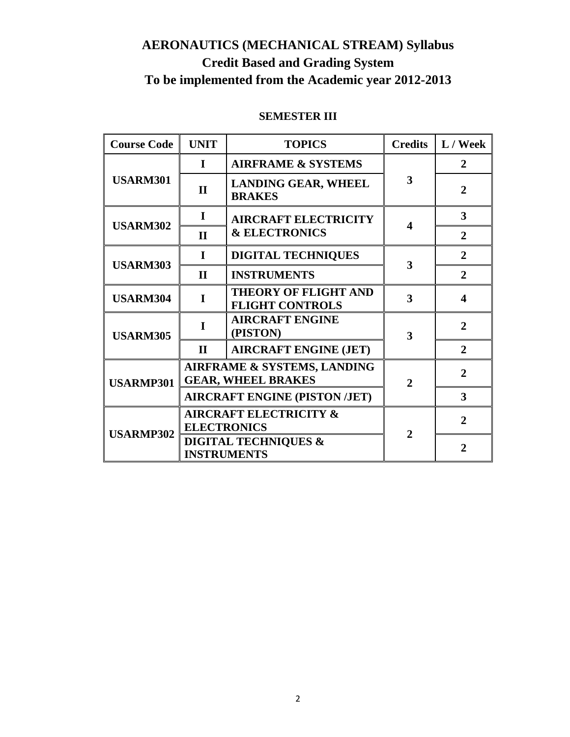# AERONAUTICS (MECHANICAL STREAM) Syllabus
## Credit Based and Grading System
## To be implemented from the Academic year 2012-2013

### SEMESTER III

| Course Code | UNIT | TOPICS | Credits | L / Week |
|---|---|---|---|---|
| USARM301 | I | AIRFRAME & SYSTEMS | 3 | 2 |
| | II | LANDING GEAR, WHEEL BRAKES | | 2 |
| USARM302 | I | AIRCRAFT ELECTRICITY & ELECTRONICS | 4 | 3 |
| | II | | | 2 |
| USARM303 | I | DIGITAL TECHNIQUES | 3 | 2 |
| | II | INSTRUMENTS | | 2 |
| USARM304 | I | THEORY OF FLIGHT AND FLIGHT CONTROLS | 3 | 4 |
| USARM305 | I | AIRCRAFT ENGINE (PISTON) | 3 | 2 |
| | II | AIRCRAFT ENGINE (JET) | | 2 |
| USARMP301 | AIRFRAME & SYSTEMS, LANDING GEAR, WHEEL BRAKES | | 2 | 2 |
| | AIRCRAFT ENGINE (PISTON /JET) | | | 3 |
| USARMP302 | AIRCRAFT ELECTRICITY & ELECTRONICS | | 2 | 2 |
| | DIGITAL TECHNIQUES & INSTRUMENTS | | | 2 |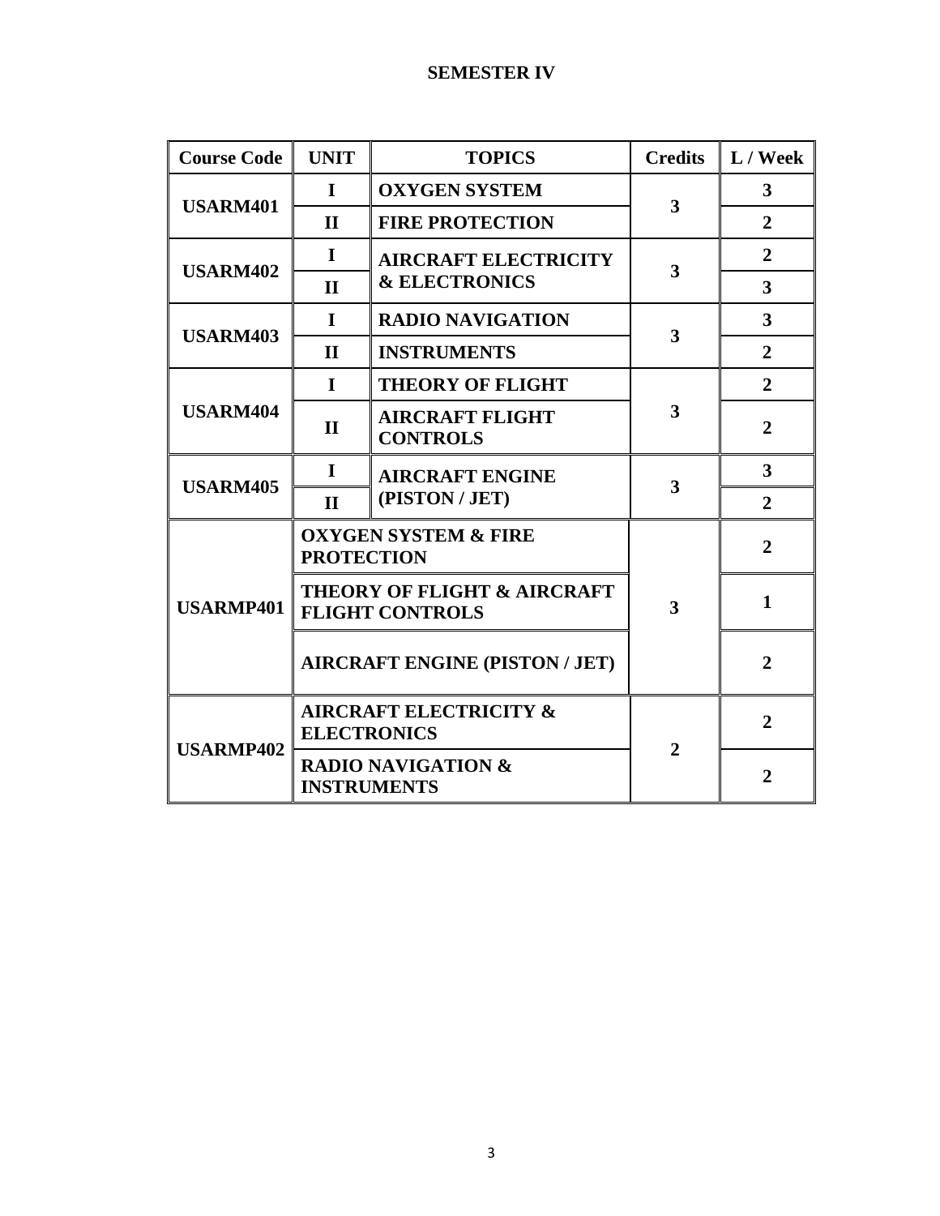## SEMESTER IV

| Course Code | UNIT | TOPICS | Credits | L / Week |
|---|---|---|---|---|
| USARM401 | I | OXYGEN SYSTEM | 3 | 3 |
| | II | FIRE PROTECTION | | 2 |
| USARM402 | I | AIRCRAFT ELECTRICITY & ELECTRONICS | 3 | 2 |
| | II | | | 3 |
| USARM403 | I | RADIO NAVIGATION | 3 | 3 |
| | II | INSTRUMENTS | | 2 |
| USARM404 | I | THEORY OF FLIGHT | 3 | 2 |
| | II | AIRCRAFT FLIGHT CONTROLS | | 2 |
| USARM405 | I | AIRCRAFT ENGINE (PISTON / JET) | 3 | 3 |
| | II | | | 2 |
| USARMP401 | OXYGEN SYSTEM & FIRE PROTECTION | | 3 | 2 |
| | THEORY OF FLIGHT & AIRCRAFT FLIGHT CONTROLS | | | 1 |
| | AIRCRAFT ENGINE (PISTON / JET) | | | 2 |
| USARMP402 | AIRCRAFT ELECTRICITY & ELECTRONICS | | 2 | 2 |
| | RADIO NAVIGATION & INSTRUMENTS | | | 2 |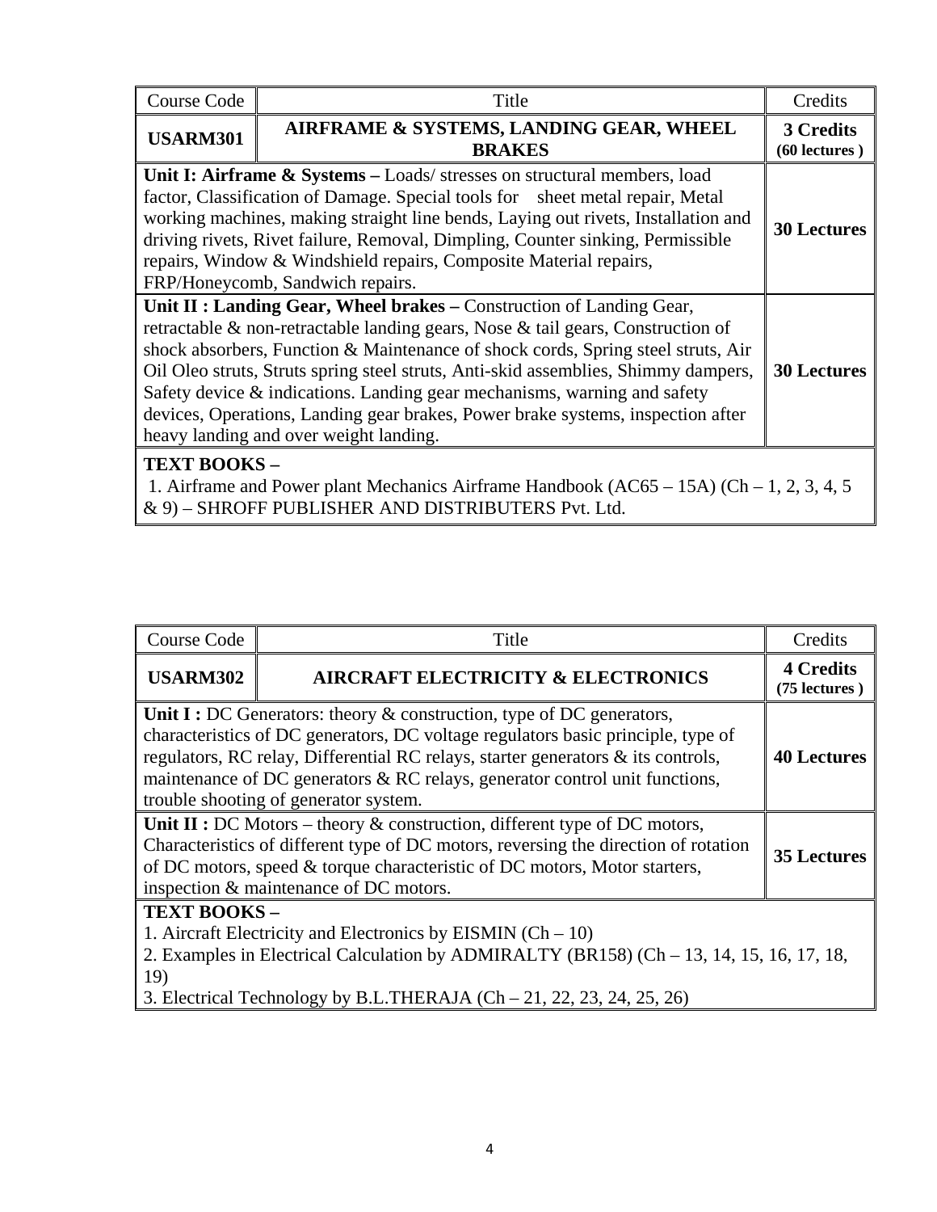| Course Code | Title | Credits |
|---|---|---|
| **USARM301** | **AIRFRAME & SYSTEMS, LANDING GEAR, WHEEL BRAKES** | **3 Credits (60 lectures )** |
| **Unit I: Airframe & Systems –** Loads/ stresses on structural members, load factor, Classification of Damage. Special tools for sheet metal repair, Metal working machines, making straight line bends, Laying out rivets, Installation and driving rivets, Rivet failure, Removal, Dimpling, Counter sinking, Permissible repairs, Window & Windshield repairs, Composite Material repairs, FRP/Honeycomb, Sandwich repairs. | | **30 Lectures** |
| **Unit II : Landing Gear, Wheel brakes –** Construction of Landing Gear, retractable & non-retractable landing gears, Nose & tail gears, Construction of shock absorbers, Function & Maintenance of shock cords, Spring steel struts, Air Oil Oleo struts, Struts spring steel struts, Anti-skid assemblies, Shimmy dampers, Safety device & indications. Landing gear mechanisms, warning and safety devices, Operations, Landing gear brakes, Power brake systems, inspection after heavy landing and over weight landing. | | **30 Lectures** |
| **TEXT BOOKS –** 1. Airframe and Power plant Mechanics Airframe Handbook (AC65 – 15A) (Ch – 1, 2, 3, 4, 5 & 9) – SHROFF PUBLISHER AND DISTRIBUTERS Pvt. Ltd. | | |

| Course Code | Title | Credits |
|---|---|---|
| **USARM302** | **AIRCRAFT ELECTRICITY & ELECTRONICS** | **4 Credits (75 lectures )** |
| **Unit I :** DC Generators: theory & construction, type of DC generators, characteristics of DC generators, DC voltage regulators basic principle, type of regulators, RC relay, Differential RC relays, starter generators & its controls, maintenance of DC generators & RC relays, generator control unit functions, trouble shooting of generator system. | | **40 Lectures** |
| **Unit II :** DC Motors – theory & construction, different type of DC motors, Characteristics of different type of DC motors, reversing the direction of rotation of DC motors, speed & torque characteristic of DC motors, Motor starters, inspection & maintenance of DC motors. | | **35 Lectures** |
| **TEXT BOOKS –** 1. Aircraft Electricity and Electronics by EISMIN (Ch – 10) 2. Examples in Electrical Calculation by ADMIRALTY (BR158) (Ch – 13, 14, 15, 16, 17, 18, 19) 3. Electrical Technology by B.L.THERAJA (Ch – 21, 22, 23, 24, 25, 26) | | |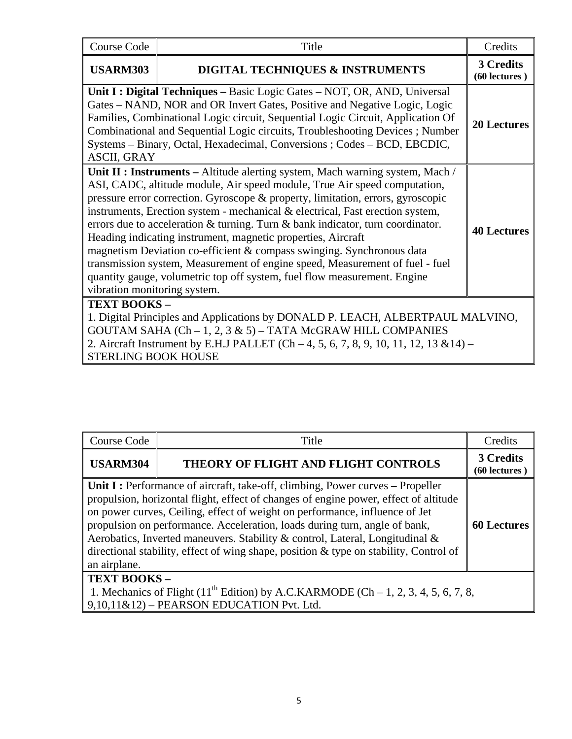| Course Code | Title | Credits |
|---|---|---|
| **USARM303** | **DIGITAL TECHNIQUES & INSTRUMENTS** | **3 Credits (60 lectures )** |
| **Unit I : Digital Techniques –** Basic Logic Gates – NOT, OR, AND, Universal Gates – NAND, NOR and OR Invert Gates, Positive and Negative Logic, Logic Families, Combinational Logic circuit, Sequential Logic Circuit, Application Of Combinational and Sequential Logic circuits, Troubleshooting Devices ; Number Systems – Binary, Octal, Hexadecimal, Conversions ; Codes – BCD, EBCDIC, ASCII, GRAY | | **20 Lectures** |
| **Unit II : Instruments –** Altitude alerting system, Mach warning system, Mach / ASI, CADC, altitude module, Air speed module, True Air speed computation, pressure error correction. Gyroscope & property, limitation, errors, gyroscopic instruments, Erection system - mechanical & electrical, Fast erection system, errors due to acceleration & turning. Turn & bank indicator, turn coordinator. Heading indicating instrument, magnetic properties, Aircraft magnetism Deviation co-efficient & compass swinging. Synchronous data transmission system, Measurement of engine speed, Measurement of fuel - fuel quantity gauge, volumetric top off system, fuel flow measurement. Engine vibration monitoring system. | | **40 Lectures** |
| **TEXT BOOKS –** 1. Digital Principles and Applications by DONALD P. LEACH, ALBERTPAUL MALVINO, GOUTAM SAHA (Ch – 1, 2, 3 & 5) – TATA McGRAW HILL COMPANIES 2. Aircraft Instrument by E.H.J PALLET (Ch – 4, 5, 6, 7, 8, 9, 10, 11, 12, 13 &14) – STERLING BOOK HOUSE | | |

| Course Code | Title | Credits |
|---|---|---|
| **USARM304** | **THEORY OF FLIGHT AND FLIGHT CONTROLS** | **3 Credits (60 lectures )** |
| **Unit I :** Performance of aircraft, take-off, climbing, Power curves – Propeller propulsion, horizontal flight, effect of changes of engine power, effect of altitude on power curves, Ceiling, effect of weight on performance, influence of Jet propulsion on performance. Acceleration, loads during turn, angle of bank, Aerobatics, Inverted maneuvers. Stability & control, Lateral, Longitudinal & directional stability, effect of wing shape, position & type on stability, Control of an airplane. | | **60 Lectures** |
| **TEXT BOOKS –** 1. Mechanics of Flight (11th Edition) by A.C.KARMODE (Ch – 1, 2, 3, 4, 5, 6, 7, 8, 9,10,11&12) – PEARSON EDUCATION Pvt. Ltd. | | |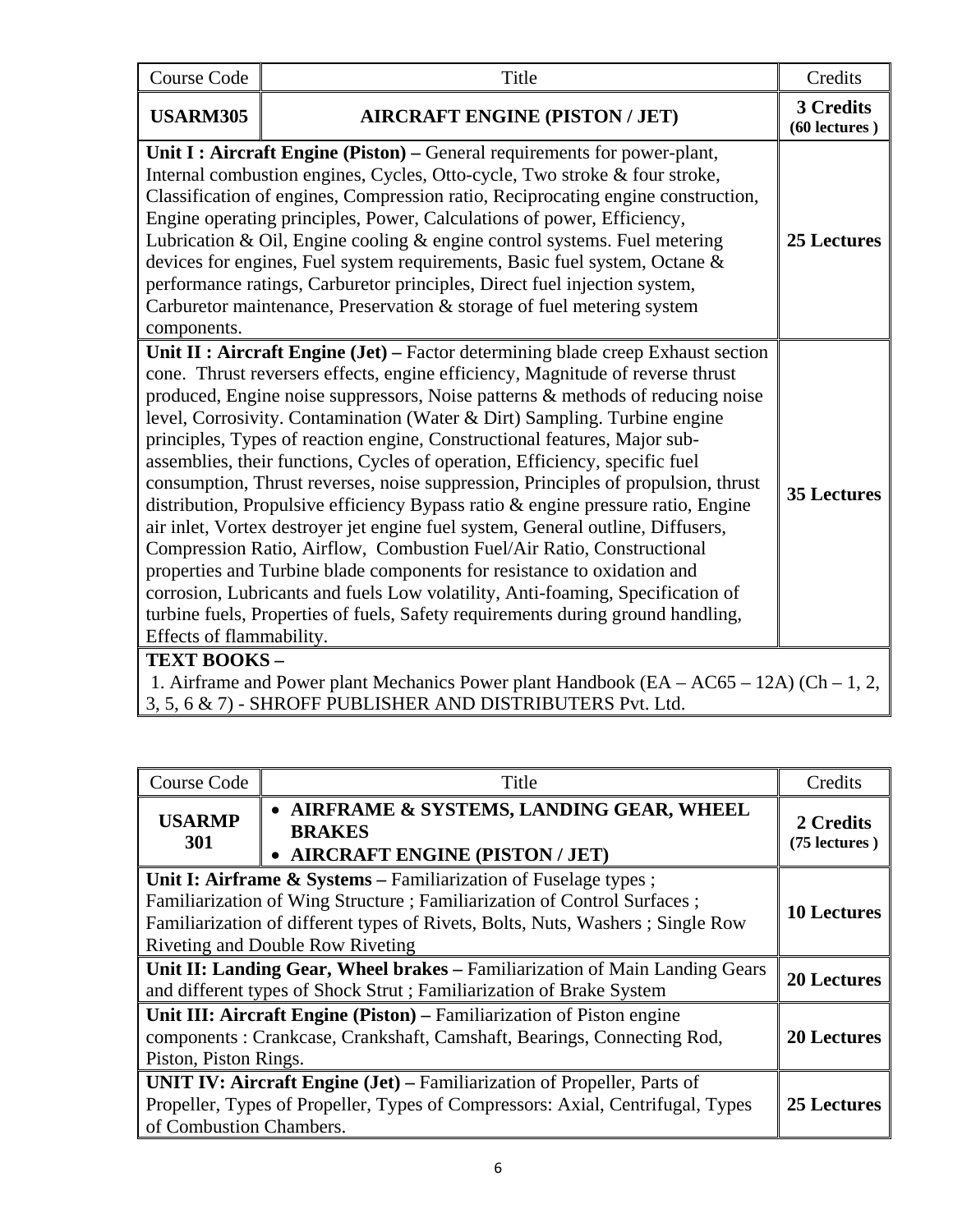| Course Code | Title | Credits |
|---|---|---|
| **USARM305** | **AIRCRAFT ENGINE (PISTON / JET)** | **3 Credits (60 lectures )** |
| **Unit I : Aircraft Engine (Piston) –** General requirements for power-plant, Internal combustion engines, Cycles, Otto-cycle, Two stroke & four stroke, Classification of engines, Compression ratio, Reciprocating engine construction, Engine operating principles, Power, Calculations of power, Efficiency, Lubrication & Oil, Engine cooling & engine control systems. Fuel metering devices for engines, Fuel system requirements, Basic fuel system, Octane & performance ratings, Carburetor principles, Direct fuel injection system, Carburetor maintenance, Preservation & storage of fuel metering system components. | | **25 Lectures** |
| **Unit II : Aircraft Engine (Jet) –** Factor determining blade creep Exhaust section cone. Thrust reversers effects, engine efficiency, Magnitude of reverse thrust produced, Engine noise suppressors, Noise patterns & methods of reducing noise level, Corrosivity. Contamination (Water & Dirt) Sampling. Turbine engine principles, Types of reaction engine, Constructional features, Major sub-assemblies, their functions, Cycles of operation, Efficiency, specific fuel consumption, Thrust reverses, noise suppression, Principles of propulsion, thrust distribution, Propulsive efficiency Bypass ratio & engine pressure ratio, Engine air inlet, Vortex destroyer jet engine fuel system, General outline, Diffusers, Compression Ratio, Airflow, Combustion Fuel/Air Ratio, Constructional properties and Turbine blade components for resistance to oxidation and corrosion, Lubricants and fuels Low volatility, Anti-foaming, Specification of turbine fuels, Properties of fuels, Safety requirements during ground handling, Effects of flammability. | | **35 Lectures** |
| **TEXT BOOKS –** 1. Airframe and Power plant Mechanics Power plant Handbook (EA – AC65 – 12A) (Ch – 1, 2, 3, 5, 6 & 7) - SHROFF PUBLISHER AND DISTRIBUTERS Pvt. Ltd. | | |

| Course Code | Title | Credits |
|---|---|---|
| **USARMP 301** | • **AIRFRAME & SYSTEMS, LANDING GEAR, WHEEL BRAKES** <br> • **AIRCRAFT ENGINE (PISTON / JET)** | **2 Credits (75 lectures )** |
| **Unit I: Airframe & Systems –** Familiarization of Fuselage types ; Familiarization of Wing Structure ; Familiarization of Control Surfaces ; Familiarization of different types of Rivets, Bolts, Nuts, Washers ; Single Row Riveting and Double Row Riveting | | **10 Lectures** |
| **Unit II: Landing Gear, Wheel brakes –** Familiarization of Main Landing Gears and different types of Shock Strut ; Familiarization of Brake System | | **20 Lectures** |
| **Unit III: Aircraft Engine (Piston) –** Familiarization of Piston engine components : Crankcase, Crankshaft, Camshaft, Bearings, Connecting Rod, Piston, Piston Rings. | | **20 Lectures** |
| **UNIT IV: Aircraft Engine (Jet) –** Familiarization of Propeller, Parts of Propeller, Types of Propeller, Types of Compressors: Axial, Centrifugal, Types of Combustion Chambers. | | **25 Lectures** |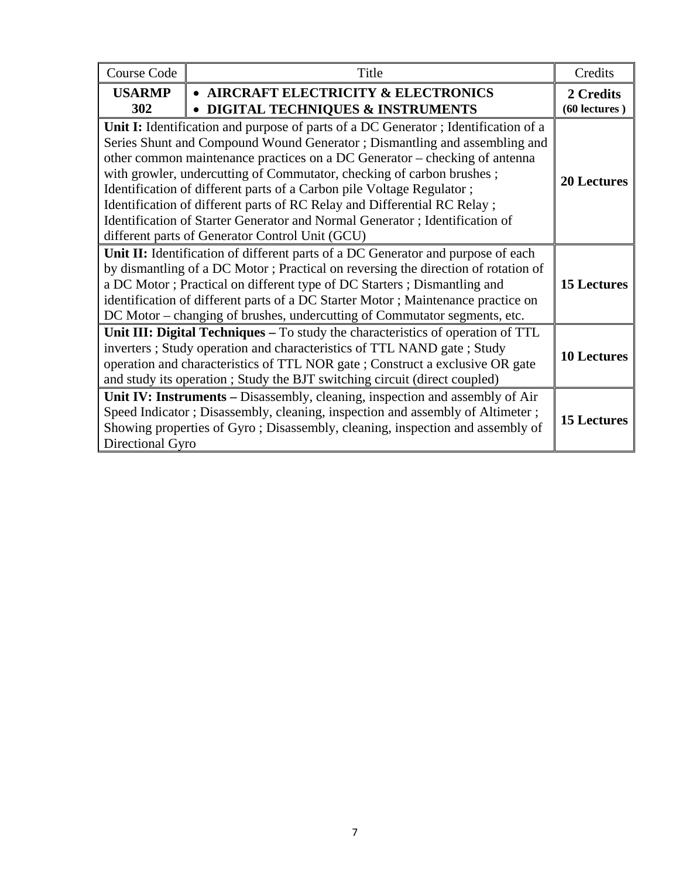| Course Code | Title | Credits |
|---|---|---|
| **USARMP 302** | • **AIRCRAFT ELECTRICITY & ELECTRONICS**<br>• **DIGITAL TECHNIQUES & INSTRUMENTS** | **2 Credits (60 lectures )** |
| **Unit I:** Identification and purpose of parts of a DC Generator ; Identification of a Series Shunt and Compound Wound Generator ; Dismantling and assembling and other common maintenance practices on a DC Generator – checking of antenna with growler, undercutting of Commutator, checking of carbon brushes ; Identification of different parts of a Carbon pile Voltage Regulator ; Identification of different parts of RC Relay and Differential RC Relay ; Identification of Starter Generator and Normal Generator ; Identification of different parts of Generator Control Unit (GCU) | | **20 Lectures** |
| **Unit II:** Identification of different parts of a DC Generator and purpose of each by dismantling of a DC Motor ; Practical on reversing the direction of rotation of a DC Motor ; Practical on different type of DC Starters ; Dismantling and identification of different parts of a DC Starter Motor ; Maintenance practice on DC Motor – changing of brushes, undercutting of Commutator segments, etc. | | **15 Lectures** |
| **Unit III: Digital Techniques –** To study the characteristics of operation of TTL inverters ; Study operation and characteristics of TTL NAND gate ; Study operation and characteristics of TTL NOR gate ; Construct a exclusive OR gate and study its operation ; Study the BJT switching circuit (direct coupled) | | **10 Lectures** |
| **Unit IV: Instruments –** Disassembly, cleaning, inspection and assembly of Air Speed Indicator ; Disassembly, cleaning, inspection and assembly of Altimeter ; Showing properties of Gyro ; Disassembly, cleaning, inspection and assembly of Directional Gyro | | **15 Lectures** |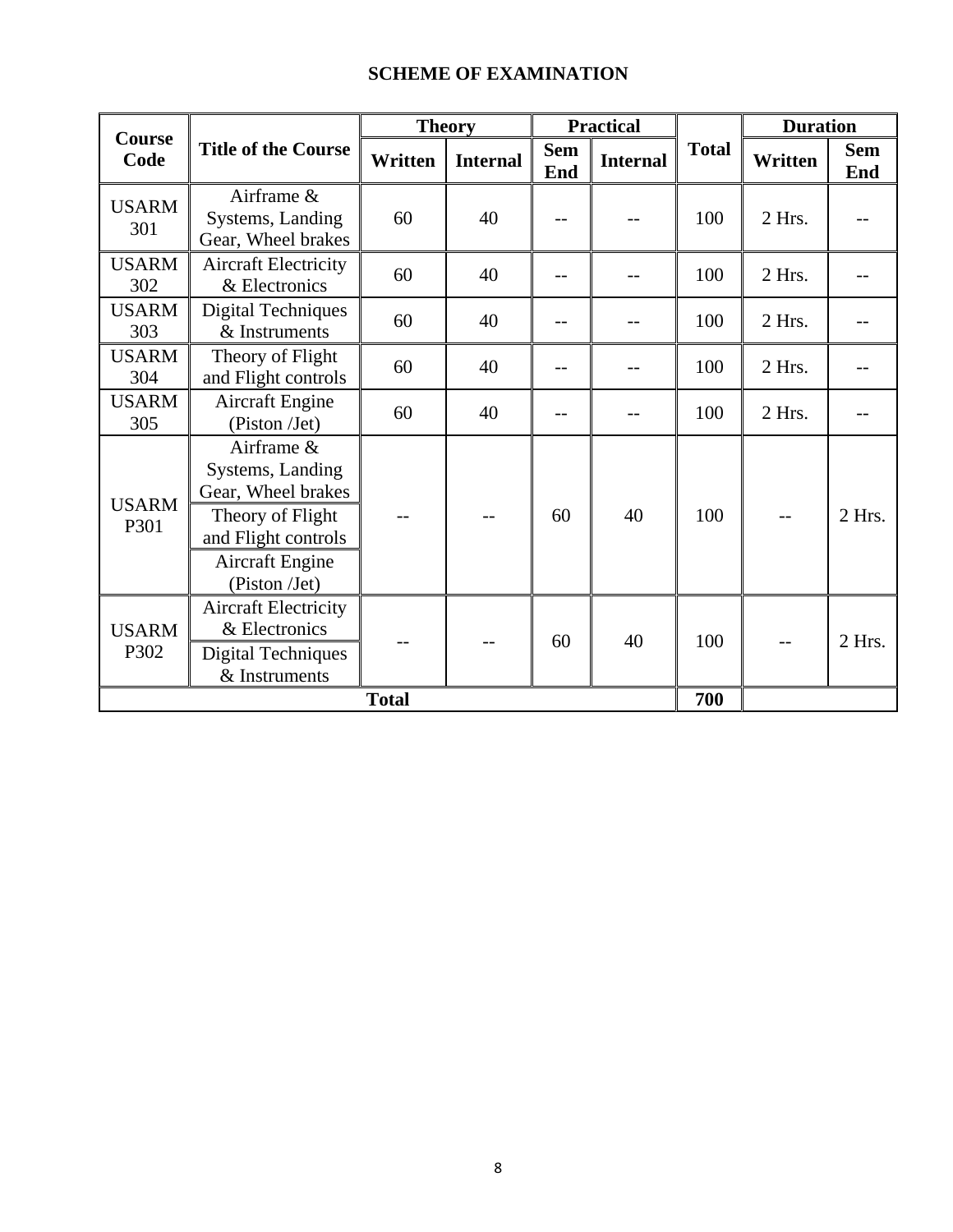# SCHEME OF EXAMINATION

| Course Code | Title of the Course | Theory | | Practical | | Total | Duration | |
|---|---|---|---|---|---|---|---|---|
| | | Written | Internal | Sem End | Internal | | Written | Sem End |
| USARM 301 | Airframe & Systems, Landing Gear, Wheel brakes | 60 | 40 | -- | -- | 100 | 2 Hrs. | -- |
| USARM 302 | Aircraft Electricity & Electronics | 60 | 40 | -- | -- | 100 | 2 Hrs. | -- |
| USARM 303 | Digital Techniques & Instruments | 60 | 40 | -- | -- | 100 | 2 Hrs. | -- |
| USARM 304 | Theory of Flight and Flight controls | 60 | 40 | -- | -- | 100 | 2 Hrs. | -- |
| USARM 305 | Aircraft Engine (Piston /Jet) | 60 | 40 | -- | -- | 100 | 2 Hrs. | -- |
| USARM P301 | Airframe & Systems, Landing Gear, Wheel brakes; Theory of Flight and Flight controls; Aircraft Engine (Piston /Jet) | -- | -- | 60 | 40 | 100 | -- | 2 Hrs. |
| USARM P302 | Aircraft Electricity & Electronics; Digital Techniques & Instruments | -- | -- | 60 | 40 | 100 | -- | 2 Hrs. |
| **Total** | | | | | | **700** | | |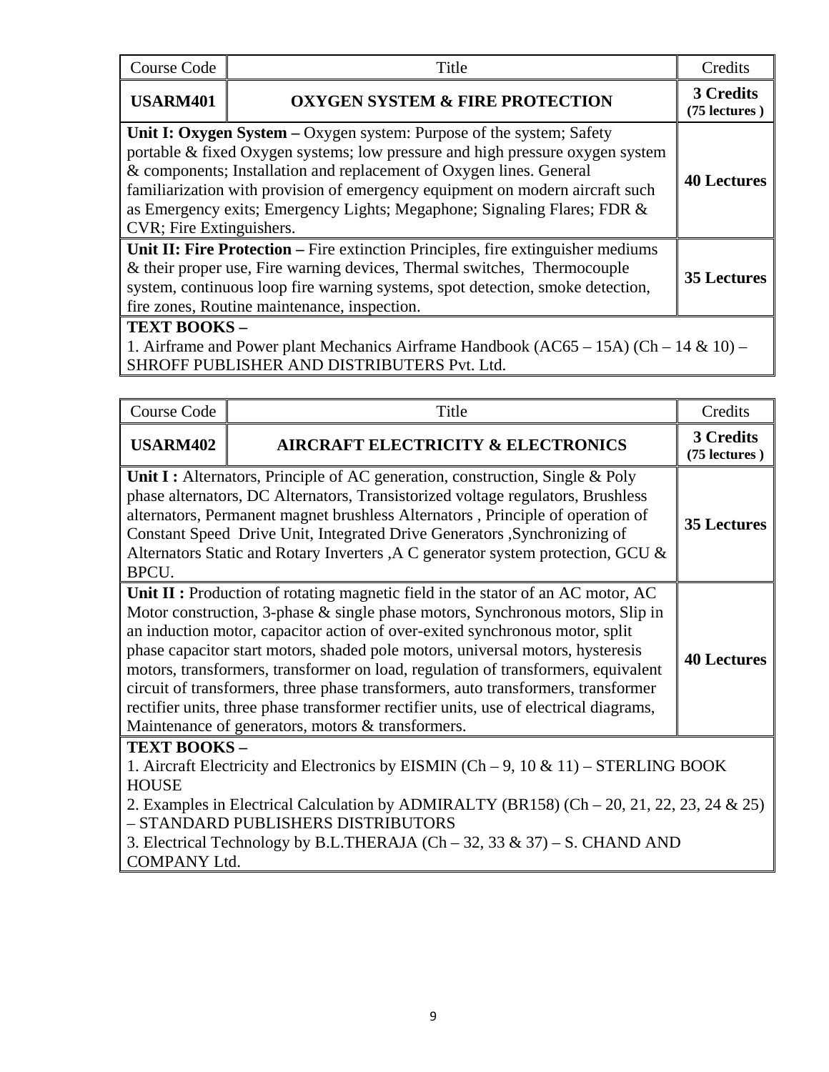| Course Code | Title | Credits |
|---|---|---|
| **USARM401** | **OXYGEN SYSTEM & FIRE PROTECTION** | **3 Credits (75 lectures )** |
| **Unit I: Oxygen System –** Oxygen system: Purpose of the system; Safety portable & fixed Oxygen systems; low pressure and high pressure oxygen system & components; Installation and replacement of Oxygen lines. General familiarization with provision of emergency equipment on modern aircraft such as Emergency exits; Emergency Lights; Megaphone; Signaling Flares; FDR & CVR; Fire Extinguishers. | | **40 Lectures** |
| **Unit II: Fire Protection –** Fire extinction Principles, fire extinguisher mediums & their proper use, Fire warning devices, Thermal switches, Thermocouple system, continuous loop fire warning systems, spot detection, smoke detection, fire zones, Routine maintenance, inspection. | | **35 Lectures** |
| **TEXT BOOKS –**<br>1. Airframe and Power plant Mechanics Airframe Handbook (AC65 – 15A) (Ch – 14 & 10) – SHROFF PUBLISHER AND DISTRIBUTERS Pvt. Ltd. | | |

| Course Code | Title | Credits |
|---|---|---|
| **USARM402** | **AIRCRAFT ELECTRICITY & ELECTRONICS** | **3 Credits (75 lectures )** |
| **Unit I :** Alternators, Principle of AC generation, construction, Single & Poly phase alternators, DC Alternators, Transistorized voltage regulators, Brushless alternators, Permanent magnet brushless Alternators , Principle of operation of Constant Speed Drive Unit, Integrated Drive Generators ,Synchronizing of Alternators Static and Rotary Inverters ,A C generator system protection, GCU & BPCU. | | **35 Lectures** |
| **Unit II :** Production of rotating magnetic field in the stator of an AC motor, AC Motor construction, 3-phase & single phase motors, Synchronous motors, Slip in an induction motor, capacitor action of over-exited synchronous motor, split phase capacitor start motors, shaded pole motors, universal motors, hysteresis motors, transformers, transformer on load, regulation of transformers, equivalent circuit of transformers, three phase transformers, auto transformers, transformer rectifier units, three phase transformer rectifier units, use of electrical diagrams, Maintenance of generators, motors & transformers. | | **40 Lectures** |
| **TEXT BOOKS –**<br>1. Aircraft Electricity and Electronics by EISMIN (Ch – 9, 10 & 11) – STERLING BOOK HOUSE<br>2. Examples in Electrical Calculation by ADMIRALTY (BR158) (Ch – 20, 21, 22, 23, 24 & 25) – STANDARD PUBLISHERS DISTRIBUTORS<br>3. Electrical Technology by B.L.THERAJA (Ch – 32, 33 & 37) – S. CHAND AND COMPANY Ltd. | | |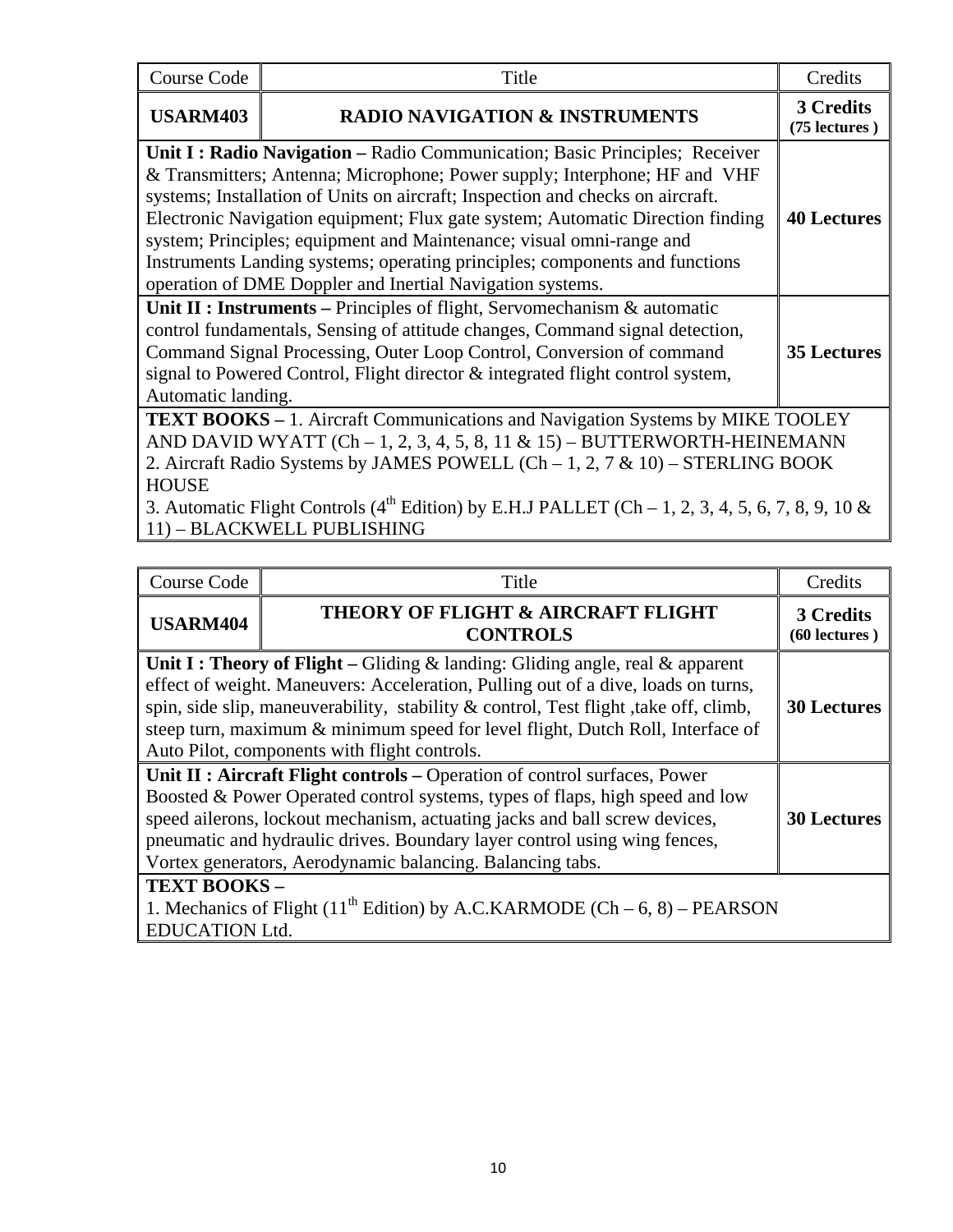| Course Code | Title | Credits |
|---|---|---|
| **USARM403** | **RADIO NAVIGATION & INSTRUMENTS** | **3 Credits (75 lectures )** |
| **Unit I : Radio Navigation –** Radio Communication; Basic Principles; Receiver & Transmitters; Antenna; Microphone; Power supply; Interphone; HF and VHF systems; Installation of Units on aircraft; Inspection and checks on aircraft. Electronic Navigation equipment; Flux gate system; Automatic Direction finding system; Principles; equipment and Maintenance; visual omni-range and Instruments Landing systems; operating principles; components and functions operation of DME Doppler and Inertial Navigation systems. | | **40 Lectures** |
| **Unit II : Instruments –** Principles of flight, Servomechanism & automatic control fundamentals, Sensing of attitude changes, Command signal detection, Command Signal Processing, Outer Loop Control, Conversion of command signal to Powered Control, Flight director & integrated flight control system, Automatic landing. | | **35 Lectures** |
| **TEXT BOOKS –** 1. Aircraft Communications and Navigation Systems by MIKE TOOLEY AND DAVID WYATT (Ch – 1, 2, 3, 4, 5, 8, 11 & 15) – BUTTERWORTH-HEINEMANN<br>2. Aircraft Radio Systems by JAMES POWELL (Ch – 1, 2, 7 & 10) – STERLING BOOK HOUSE<br>3. Automatic Flight Controls (4th Edition) by E.H.J PALLET (Ch – 1, 2, 3, 4, 5, 6, 7, 8, 9, 10 & 11) – BLACKWELL PUBLISHING | | |

| Course Code | Title | Credits |
|---|---|---|
| **USARM404** | **THEORY OF FLIGHT & AIRCRAFT FLIGHT CONTROLS** | **3 Credits (60 lectures )** |
| **Unit I : Theory of Flight –** Gliding & landing: Gliding angle, real & apparent effect of weight. Maneuvers: Acceleration, Pulling out of a dive, loads on turns, spin, side slip, maneuverability, stability & control, Test flight ,take off, climb, steep turn, maximum & minimum speed for level flight, Dutch Roll, Interface of Auto Pilot, components with flight controls. | | **30 Lectures** |
| **Unit II : Aircraft Flight controls –** Operation of control surfaces, Power Boosted & Power Operated control systems, types of flaps, high speed and low speed ailerons, lockout mechanism, actuating jacks and ball screw devices, pneumatic and hydraulic drives. Boundary layer control using wing fences, Vortex generators, Aerodynamic balancing. Balancing tabs. | | **30 Lectures** |
| **TEXT BOOKS –**<br>1. Mechanics of Flight (11th Edition) by A.C.KARMODE (Ch – 6, 8) – PEARSON EDUCATION Ltd. | | |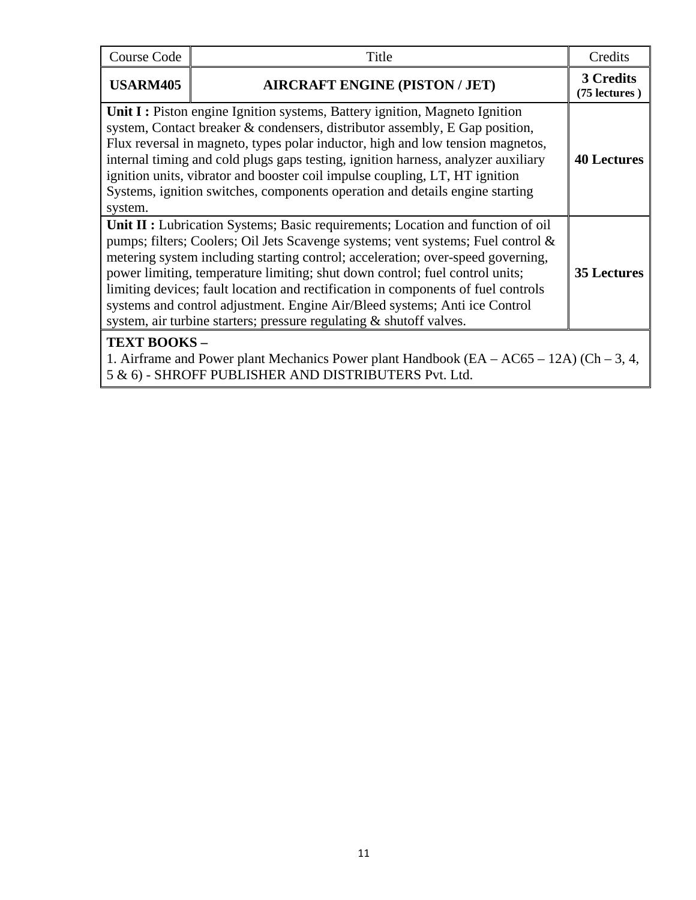| Course Code | Title | Credits |
|---|---|---|
| **USARM405** | **AIRCRAFT ENGINE (PISTON / JET)** | **3 Credits (75 lectures )** |
| **Unit I :** Piston engine Ignition systems, Battery ignition, Magneto Ignition system, Contact breaker & condensers, distributor assembly, E Gap position, Flux reversal in magneto, types polar inductor, high and low tension magnetos, internal timing and cold plugs gaps testing, ignition harness, analyzer auxiliary ignition units, vibrator and booster coil impulse coupling, LT, HT ignition Systems, ignition switches, components operation and details engine starting system. | | **40 Lectures** |
| **Unit II :** Lubrication Systems; Basic requirements; Location and function of oil pumps; filters; Coolers; Oil Jets Scavenge systems; vent systems; Fuel control & metering system including starting control; acceleration; over-speed governing, power limiting, temperature limiting; shut down control; fuel control units; limiting devices; fault location and rectification in components of fuel controls systems and control adjustment. Engine Air/Bleed systems; Anti ice Control system, air turbine starters; pressure regulating & shutoff valves. | | **35 Lectures** |
| **TEXT BOOKS –** 1. Airframe and Power plant Mechanics Power plant Handbook (EA – AC65 – 12A) (Ch – 3, 4, 5 & 6) - SHROFF PUBLISHER AND DISTRIBUTERS Pvt. Ltd. | | |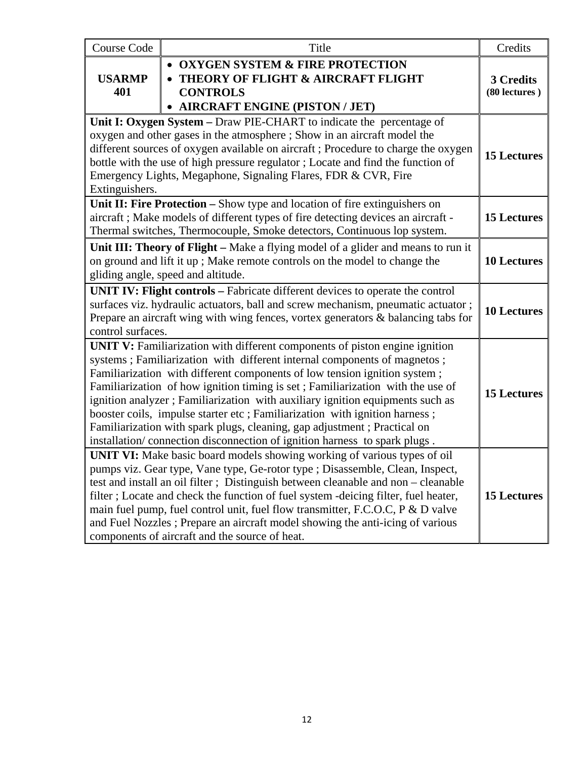| Course Code | Title | Credits |
|---|---|---|
| **USARMP 401** | • **OXYGEN SYSTEM & FIRE PROTECTION** <br> • **THEORY OF FLIGHT & AIRCRAFT FLIGHT CONTROLS** <br> • **AIRCRAFT ENGINE (PISTON / JET)** | **3 Credits (80 lectures )** |
| **Unit I: Oxygen System –** Draw PIE-CHART to indicate the percentage of oxygen and other gases in the atmosphere ; Show in an aircraft model the different sources of oxygen available on aircraft ; Procedure to charge the oxygen bottle with the use of high pressure regulator ; Locate and find the function of Emergency Lights, Megaphone, Signaling Flares, FDR & CVR, Fire Extinguishers. | | **15 Lectures** |
| **Unit II: Fire Protection –** Show type and location of fire extinguishers on aircraft ; Make models of different types of fire detecting devices an aircraft - Thermal switches, Thermocouple, Smoke detectors, Continuous lop system. | | **15 Lectures** |
| **Unit III: Theory of Flight –** Make a flying model of a glider and means to run it on ground and lift it up ; Make remote controls on the model to change the gliding angle, speed and altitude. | | **10 Lectures** |
| **UNIT IV: Flight controls –** Fabricate different devices to operate the control surfaces viz. hydraulic actuators, ball and screw mechanism, pneumatic actuator ; Prepare an aircraft wing with wing fences, vortex generators & balancing tabs for control surfaces. | | **10 Lectures** |
| **UNIT V:** Familiarization with different components of piston engine ignition systems ; Familiarization with different internal components of magnetos ; Familiarization with different components of low tension ignition system ; Familiarization of how ignition timing is set ; Familiarization with the use of ignition analyzer ; Familiarization with auxiliary ignition equipments such as booster coils, impulse starter etc ; Familiarization with ignition harness ; Familiarization with spark plugs, cleaning, gap adjustment ; Practical on installation/ connection disconnection of ignition harness to spark plugs . | | **15 Lectures** |
| **UNIT VI:** Make basic board models showing working of various types of oil pumps viz. Gear type, Vane type, Ge-rotor type ; Disassemble, Clean, Inspect, test and install an oil filter ; Distinguish between cleanable and non – cleanable filter ; Locate and check the function of fuel system -deicing filter, fuel heater, main fuel pump, fuel control unit, fuel flow transmitter, F.C.O.C, P & D valve and Fuel Nozzles ; Prepare an aircraft model showing the anti-icing of various components of aircraft and the source of heat. | | **15 Lectures** |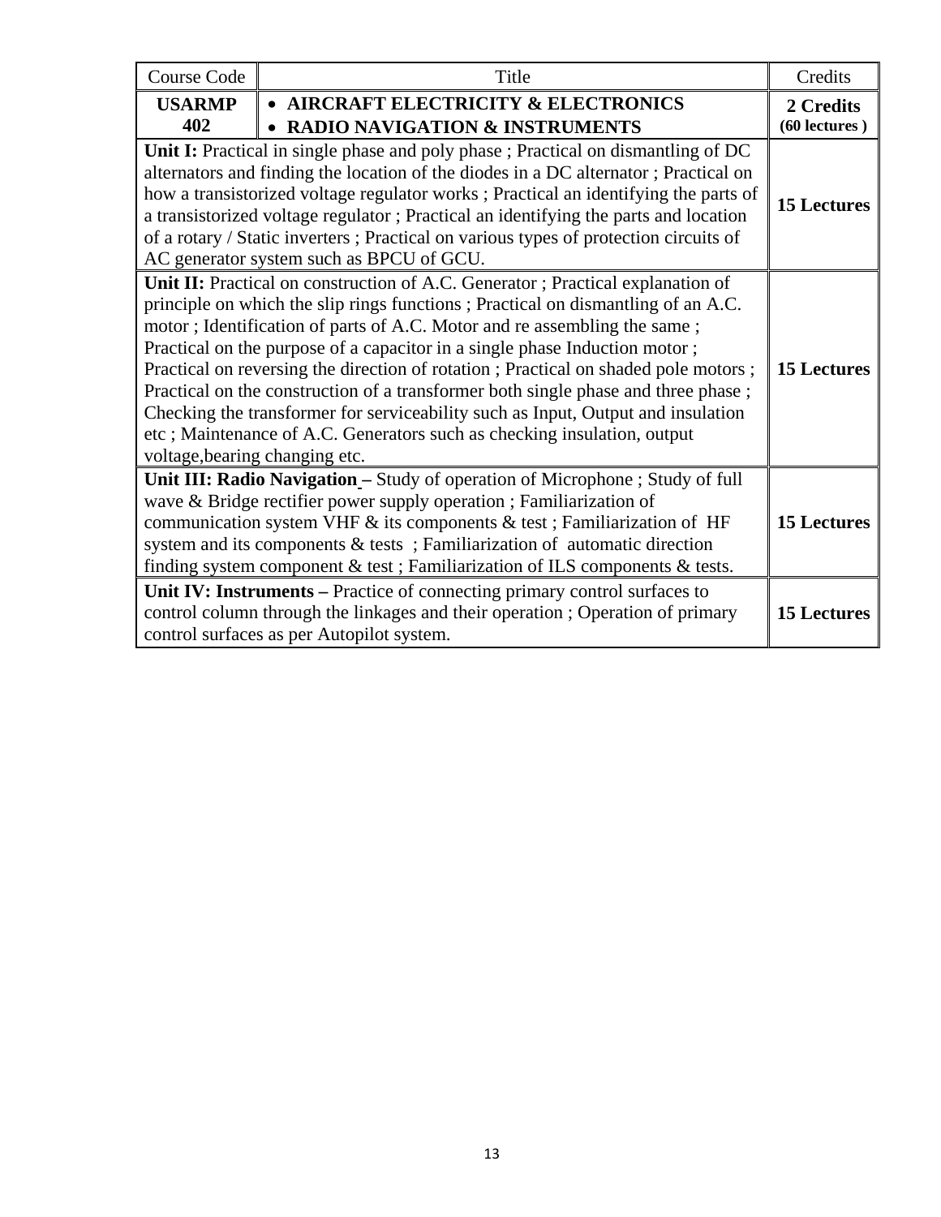| Course Code | Title | Credits |
|---|---|---|
| **USARMP 402** | • **AIRCRAFT ELECTRICITY & ELECTRONICS**<br>• **RADIO NAVIGATION & INSTRUMENTS** | **2 Credits (60 lectures )** |
| **Unit I:** Practical in single phase and poly phase ; Practical on dismantling of DC alternators and finding the location of the diodes in a DC alternator ; Practical on how a transistorized voltage regulator works ; Practical an identifying the parts of a transistorized voltage regulator ; Practical an identifying the parts and location of a rotary / Static inverters ; Practical on various types of protection circuits of AC generator system such as BPCU of GCU. | | **15 Lectures** |
| **Unit II:** Practical on construction of A.C. Generator ; Practical explanation of principle on which the slip rings functions ; Practical on dismantling of an A.C. motor ; Identification of parts of A.C. Motor and re assembling the same ; Practical on the purpose of a capacitor in a single phase Induction motor ; Practical on reversing the direction of rotation ; Practical on shaded pole motors ; Practical on the construction of a transformer both single phase and three phase ; Checking the transformer for serviceability such as Input, Output and insulation etc ; Maintenance of A.C. Generators such as checking insulation, output voltage,bearing changing etc. | | **15 Lectures** |
| **Unit III: Radio Navigation –** Study of operation of Microphone ; Study of full wave & Bridge rectifier power supply operation ; Familiarization of communication system VHF & its components & test ; Familiarization of HF system and its components & tests ; Familiarization of automatic direction finding system component & test ; Familiarization of ILS components & tests. | | **15 Lectures** |
| **Unit IV: Instruments –** Practice of connecting primary control surfaces to control column through the linkages and their operation ; Operation of primary control surfaces as per Autopilot system. | | **15 Lectures** |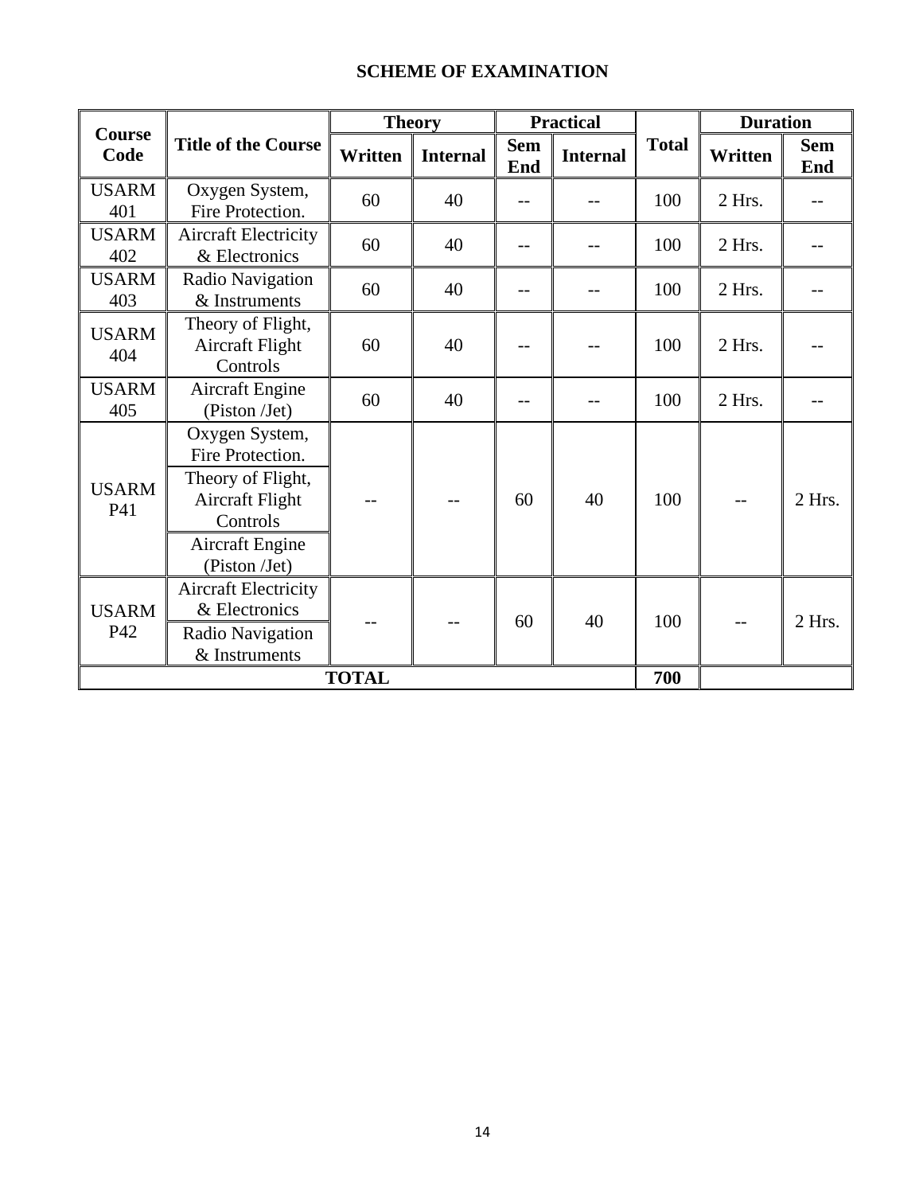**SCHEME OF EXAMINATION**

| Course Code | Title of the Course | Theory | | Practical | | Total | Duration | |
|---|---|---|---|---|---|---|---|---|
| | | Written | Internal | Sem End | Internal | | Written | Sem End |
| USARM 401 | Oxygen System, Fire Protection. | 60 | 40 | -- | -- | 100 | 2 Hrs. | -- |
| USARM 402 | Aircraft Electricity & Electronics | 60 | 40 | -- | -- | 100 | 2 Hrs. | -- |
| USARM 403 | Radio Navigation & Instruments | 60 | 40 | -- | -- | 100 | 2 Hrs. | -- |
| USARM 404 | Theory of Flight, Aircraft Flight Controls | 60 | 40 | -- | -- | 100 | 2 Hrs. | -- |
| USARM 405 | Aircraft Engine (Piston /Jet) | 60 | 40 | -- | -- | 100 | 2 Hrs. | -- |
| USARM P41 | Oxygen System, Fire Protection. | -- | -- | 60 | 40 | 100 | -- | 2 Hrs. |
| | Theory of Flight, Aircraft Flight Controls | | | | | | | |
| | Aircraft Engine (Piston /Jet) | | | | | | | |
| USARM P42 | Aircraft Electricity & Electronics | -- | -- | 60 | 40 | 100 | -- | 2 Hrs. |
| | Radio Navigation & Instruments | | | | | | | |
| **TOTAL** | | | | | | **700** | | |